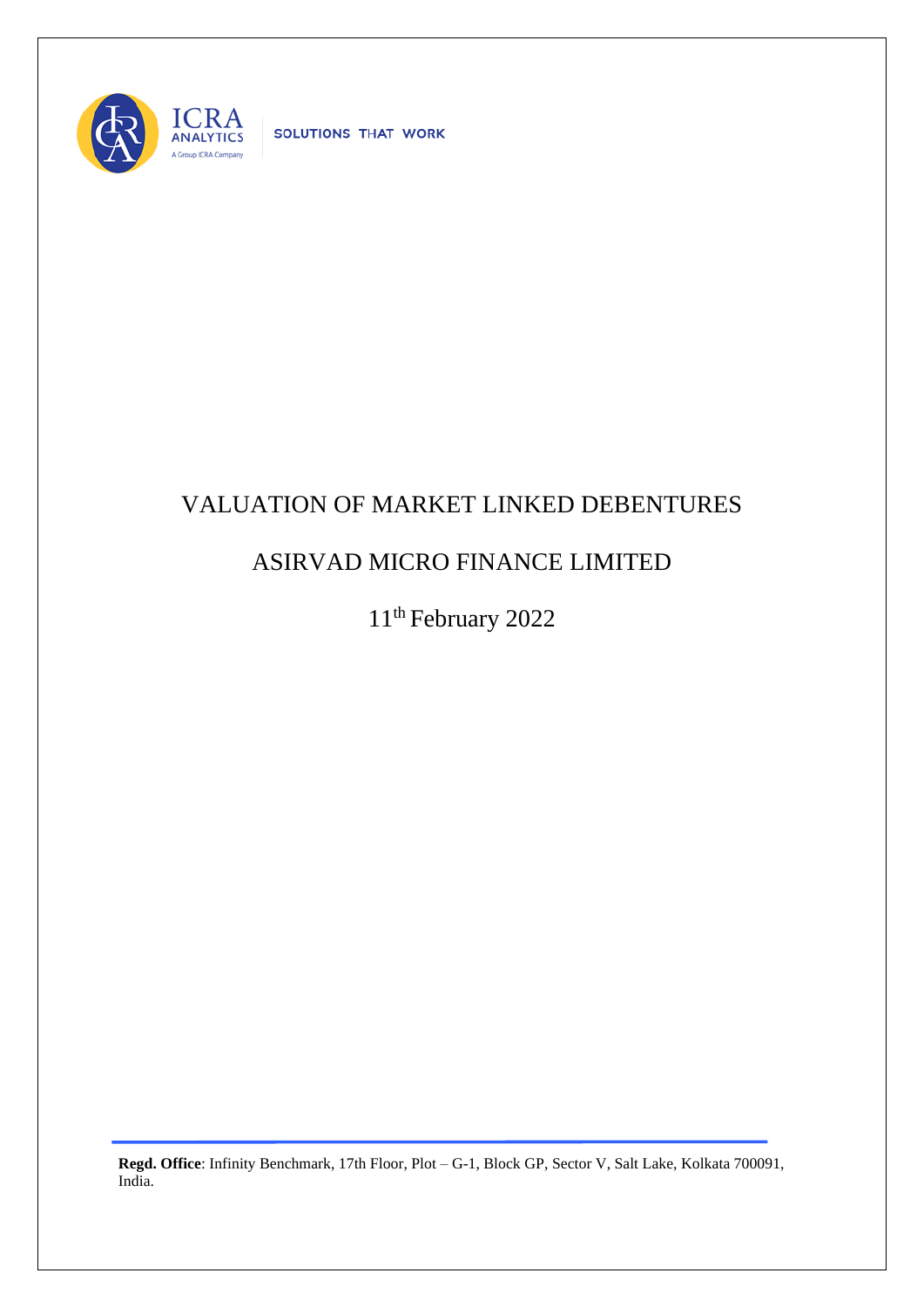ICRA ANALYTICS

A Group ICRA Company

SOLUTIONS THAT WORK

# VALUATION OF MARKET LINKED DEBENTURES

# ASIRVAD MICRO FINANCE LIMITED

11th February 2022

**Regd. Office**: Infinity Benchmark, 17th Floor, Plot – G-1, Block GP, Sector V, Salt Lake, Kolkata 700091, India.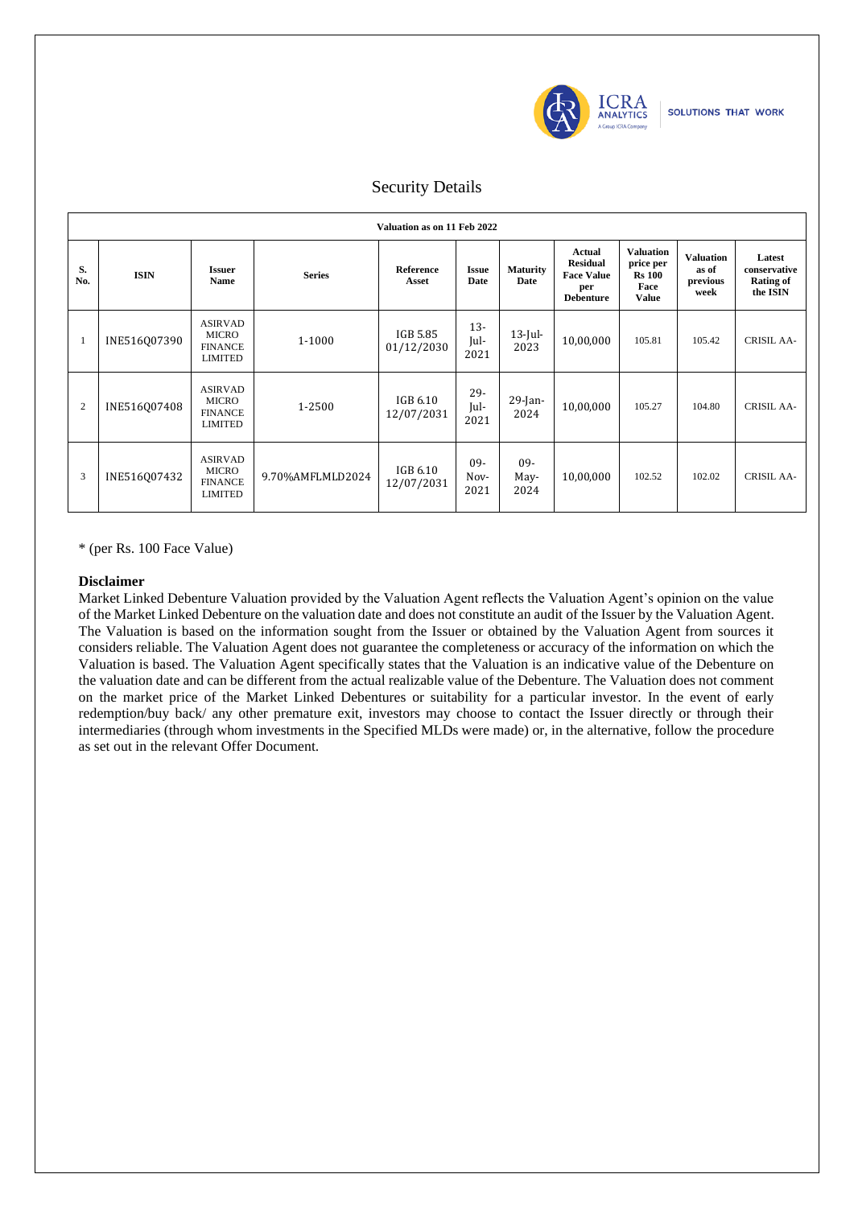# Security Details

| Valuation as on 11 Feb 2022 | | | | | | | | | | |
|---|---|---|---|---|---|---|---|---|---|---|
| S. No. | ISIN | Issuer Name | Series | Reference Asset | Issue Date | Maturity Date | Actual Residual Face Value per Debenture | Valuation price per Rs 100 Face Value | Valuation as of previous week | Latest conservative Rating of the ISIN |
| 1 | INE516Q07390 | ASIRVAD MICRO FINANCE LIMITED | 1-1000 | IGB 5.85 01/12/2030 | 13-Jul-2021 | 13-Jul-2023 | 10,00,000 | 105.81 | 105.42 | CRISIL AA- |
| 2 | INE516Q07408 | ASIRVAD MICRO FINANCE LIMITED | 1-2500 | IGB 6.10 12/07/2031 | 29-Jul-2021 | 29-Jan-2024 | 10,00,000 | 105.27 | 104.80 | CRISIL AA- |
| 3 | INE516Q07432 | ASIRVAD MICRO FINANCE LIMITED | 9.70%AMFLMLD2024 | IGB 6.10 12/07/2031 | 09-Nov-2021 | 09-May-2024 | 10,00,000 | 102.52 | 102.02 | CRISIL AA- |

* (per Rs. 100 Face Value)

**Disclaimer**

Market Linked Debenture Valuation provided by the Valuation Agent reflects the Valuation Agent's opinion on the value of the Market Linked Debenture on the valuation date and does not constitute an audit of the Issuer by the Valuation Agent. The Valuation is based on the information sought from the Issuer or obtained by the Valuation Agent from sources it considers reliable. The Valuation Agent does not guarantee the completeness or accuracy of the information on which the Valuation is based. The Valuation Agent specifically states that the Valuation is an indicative value of the Debenture on the valuation date and can be different from the actual realizable value of the Debenture. The Valuation does not comment on the market price of the Market Linked Debentures or suitability for a particular investor. In the event of early redemption/buy back/ any other premature exit, investors may choose to contact the Issuer directly or through their intermediaries (through whom investments in the Specified MLDs were made) or, in the alternative, follow the procedure as set out in the relevant Offer Document.